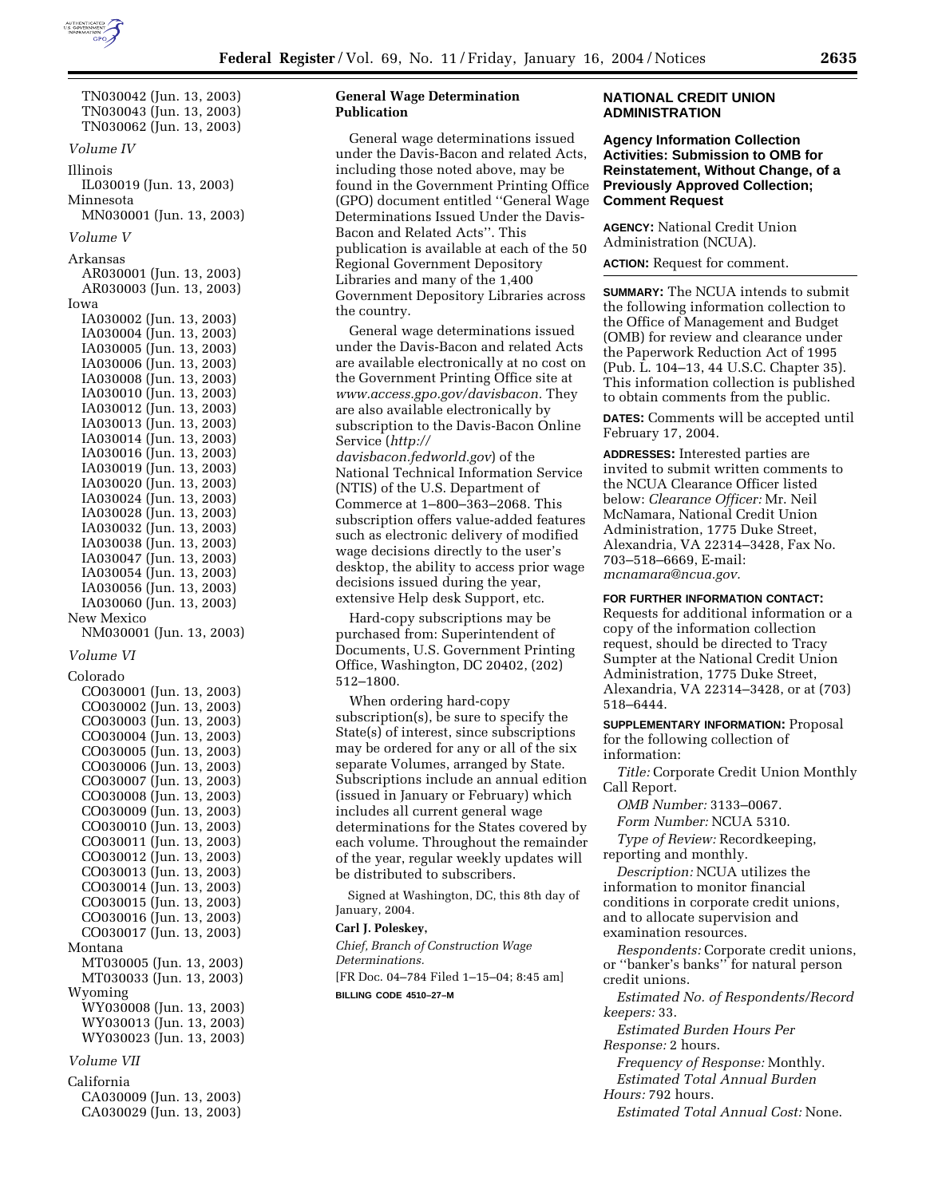TN030042 (Jun. 13, 2003)
TN030043 (Jun. 13, 2003)
TN030062 (Jun. 13, 2003)

*Volume IV*

Illinois
IL030019 (Jun. 13, 2003)
Minnesota
MN030001 (Jun. 13, 2003)

*Volume V*

Arkansas
AR030001 (Jun. 13, 2003)
AR030003 (Jun. 13, 2003)
Iowa
IA030002 (Jun. 13, 2003)
IA030004 (Jun. 13, 2003)
IA030005 (Jun. 13, 2003)
IA030006 (Jun. 13, 2003)
IA030008 (Jun. 13, 2003)
IA030010 (Jun. 13, 2003)
IA030012 (Jun. 13, 2003)
IA030013 (Jun. 13, 2003)
IA030014 (Jun. 13, 2003)
IA030016 (Jun. 13, 2003)
IA030019 (Jun. 13, 2003)
IA030020 (Jun. 13, 2003)
IA030024 (Jun. 13, 2003)
IA030028 (Jun. 13, 2003)
IA030032 (Jun. 13, 2003)
IA030038 (Jun. 13, 2003)
IA030047 (Jun. 13, 2003)
IA030054 (Jun. 13, 2003)
IA030056 (Jun. 13, 2003)
IA030060 (Jun. 13, 2003)
New Mexico
NM030001 (Jun. 13, 2003)

*Volume VI*

Colorado
CO030001 (Jun. 13, 2003)
CO030002 (Jun. 13, 2003)
CO030003 (Jun. 13, 2003)
CO030004 (Jun. 13, 2003)
CO030005 (Jun. 13, 2003)
CO030006 (Jun. 13, 2003)
CO030007 (Jun. 13, 2003)
CO030008 (Jun. 13, 2003)
CO030009 (Jun. 13, 2003)
CO030010 (Jun. 13, 2003)
CO030011 (Jun. 13, 2003)
CO030012 (Jun. 13, 2003)
CO030013 (Jun. 13, 2003)
CO030014 (Jun. 13, 2003)
CO030015 (Jun. 13, 2003)
CO030016 (Jun. 13, 2003)
CO030017 (Jun. 13, 2003)
Montana
MT030005 (Jun. 13, 2003)
MT030033 (Jun. 13, 2003)
Wyoming
WY030008 (Jun. 13, 2003)
WY030013 (Jun. 13, 2003)
WY030023 (Jun. 13, 2003)

*Volume VII*

California
CA030009 (Jun. 13, 2003)
CA030029 (Jun. 13, 2003)

**General Wage Determination Publication**

General wage determinations issued under the Davis-Bacon and related Acts, including those noted above, may be found in the Government Printing Office (GPO) document entitled ''General Wage Determinations Issued Under the Davis-Bacon and Related Acts''. This publication is available at each of the 50 Regional Government Depository Libraries and many of the 1,400 Government Depository Libraries across the country.

General wage determinations issued under the Davis-Bacon and related Acts are available electronically at no cost on the Government Printing Office site at *www.access.gpo.gov/davisbacon.* They are also available electronically by subscription to the Davis-Bacon Online Service (*http://davisbacon.fedworld.gov*) of the National Technical Information Service (NTIS) of the U.S. Department of Commerce at 1–800–363–2068. This subscription offers value-added features such as electronic delivery of modified wage decisions directly to the user's desktop, the ability to access prior wage decisions issued during the year, extensive Help desk Support, etc.

Hard-copy subscriptions may be purchased from: Superintendent of Documents, U.S. Government Printing Office, Washington, DC 20402, (202) 512–1800.

When ordering hard-copy subscription(s), be sure to specify the State(s) of interest, since subscriptions may be ordered for any or all of the six separate Volumes, arranged by State. Subscriptions include an annual edition (issued in January or February) which includes all current general wage determinations for the States covered by each volume. Throughout the remainder of the year, regular weekly updates will be distributed to subscribers.

Signed at Washington, DC, this 8th day of January, 2004.

**Carl J. Poleskey,**

*Chief, Branch of Construction Wage Determinations.*

[FR Doc. 04–784 Filed 1–15–04; 8:45 am]

**BILLING CODE 4510–27–M**

## NATIONAL CREDIT UNION ADMINISTRATION

### Agency Information Collection Activities: Submission to OMB for Reinstatement, Without Change, of a Previously Approved Collection; Comment Request

**AGENCY:** National Credit Union Administration (NCUA).

**ACTION:** Request for comment.

**SUMMARY:** The NCUA intends to submit the following information collection to the Office of Management and Budget (OMB) for review and clearance under the Paperwork Reduction Act of 1995 (Pub. L. 104–13, 44 U.S.C. Chapter 35). This information collection is published to obtain comments from the public.

**DATES:** Comments will be accepted until February 17, 2004.

**ADDRESSES:** Interested parties are invited to submit written comments to the NCUA Clearance Officer listed below: *Clearance Officer:* Mr. Neil McNamara, National Credit Union Administration, 1775 Duke Street, Alexandria, VA 22314–3428, Fax No. 703–518–6669, E-mail: *mcnamara@ncua.gov.*

**FOR FURTHER INFORMATION CONTACT:** Requests for additional information or a copy of the information collection request, should be directed to Tracy Sumpter at the National Credit Union Administration, 1775 Duke Street, Alexandria, VA 22314–3428, or at (703) 518–6444.

**SUPPLEMENTARY INFORMATION:** Proposal for the following collection of information:

*Title:* Corporate Credit Union Monthly Call Report.

*OMB Number:* 3133–0067.

*Form Number:* NCUA 5310.

*Type of Review:* Recordkeeping, reporting and monthly.

*Description:* NCUA utilizes the information to monitor financial conditions in corporate credit unions, and to allocate supervision and examination resources.

*Respondents:* Corporate credit unions, or ''banker's banks'' for natural person credit unions.

*Estimated No. of Respondents/Record keepers:* 33.

*Estimated Burden Hours Per Response:* 2 hours.

*Frequency of Response:* Monthly.

*Estimated Total Annual Burden Hours:* 792 hours.

*Estimated Total Annual Cost:* None.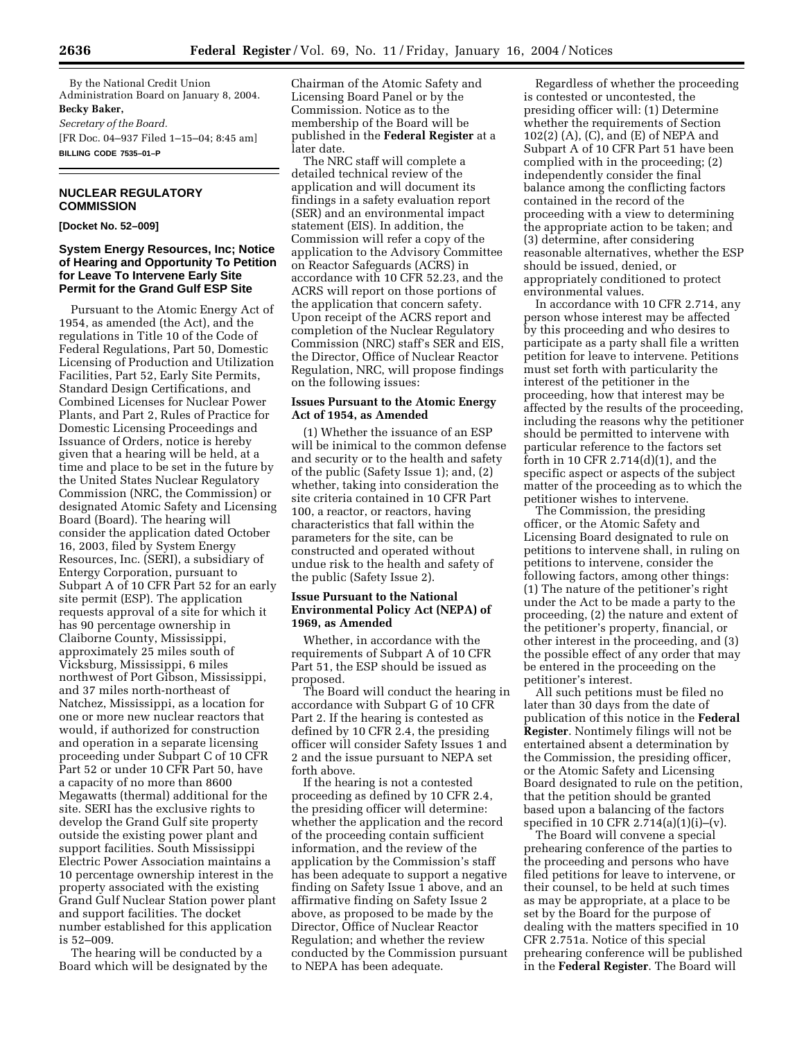By the National Credit Union Administration Board on January 8, 2004.

**Becky Baker,**

*Secretary of the Board.*

[FR Doc. 04–937 Filed 1–15–04; 8:45 am]

**BILLING CODE 7535–01–P**

## NUCLEAR REGULATORY COMMISSION

**[Docket No. 52–009]**

### System Energy Resources, Inc; Notice of Hearing and Opportunity To Petition for Leave To Intervene Early Site Permit for the Grand Gulf ESP Site

Pursuant to the Atomic Energy Act of 1954, as amended (the Act), and the regulations in Title 10 of the Code of Federal Regulations, Part 50, Domestic Licensing of Production and Utilization Facilities, Part 52, Early Site Permits, Standard Design Certifications, and Combined Licenses for Nuclear Power Plants, and Part 2, Rules of Practice for Domestic Licensing Proceedings and Issuance of Orders, notice is hereby given that a hearing will be held, at a time and place to be set in the future by the United States Nuclear Regulatory Commission (NRC, the Commission) or designated Atomic Safety and Licensing Board (Board). The hearing will consider the application dated October 16, 2003, filed by System Energy Resources, Inc. (SERI), a subsidiary of Entergy Corporation, pursuant to Subpart A of 10 CFR Part 52 for an early site permit (ESP). The application requests approval of a site for which it has 90 percentage ownership in Claiborne County, Mississippi, approximately 25 miles south of Vicksburg, Mississippi, 6 miles northwest of Port Gibson, Mississippi, and 37 miles north-northeast of Natchez, Mississippi, as a location for one or more new nuclear reactors that would, if authorized for construction and operation in a separate licensing proceeding under Subpart C of 10 CFR Part 52 or under 10 CFR Part 50, have a capacity of no more than 8600 Megawatts (thermal) additional for the site. SERI has the exclusive rights to develop the Grand Gulf site property outside the existing power plant and support facilities. South Mississippi Electric Power Association maintains a 10 percentage ownership interest in the property associated with the existing Grand Gulf Nuclear Station power plant and support facilities. The docket number established for this application is 52–009.

The hearing will be conducted by a Board which will be designated by the Chairman of the Atomic Safety and Licensing Board Panel or by the Commission. Notice as to the membership of the Board will be published in the **Federal Register** at a later date.

The NRC staff will complete a detailed technical review of the application and will document its findings in a safety evaluation report (SER) and an environmental impact statement (EIS). In addition, the Commission will refer a copy of the application to the Advisory Committee on Reactor Safeguards (ACRS) in accordance with 10 CFR 52.23, and the ACRS will report on those portions of the application that concern safety. Upon receipt of the ACRS report and completion of the Nuclear Regulatory Commission (NRC) staff's SER and EIS, the Director, Office of Nuclear Reactor Regulation, NRC, will propose findings on the following issues:

#### Issues Pursuant to the Atomic Energy Act of 1954, as Amended

(1) Whether the issuance of an ESP will be inimical to the common defense and security or to the health and safety of the public (Safety Issue 1); and, (2) whether, taking into consideration the site criteria contained in 10 CFR Part 100, a reactor, or reactors, having characteristics that fall within the parameters for the site, can be constructed and operated without undue risk to the health and safety of the public (Safety Issue 2).

#### Issue Pursuant to the National Environmental Policy Act (NEPA) of 1969, as Amended

Whether, in accordance with the requirements of Subpart A of 10 CFR Part 51, the ESP should be issued as proposed.

The Board will conduct the hearing in accordance with Subpart G of 10 CFR Part 2. If the hearing is contested as defined by 10 CFR 2.4, the presiding officer will consider Safety Issues 1 and 2 and the issue pursuant to NEPA set forth above.

If the hearing is not a contested proceeding as defined by 10 CFR 2.4, the presiding officer will determine: whether the application and the record of the proceeding contain sufficient information, and the review of the application by the Commission's staff has been adequate to support a negative finding on Safety Issue 1 above, and an affirmative finding on Safety Issue 2 above, as proposed to be made by the Director, Office of Nuclear Reactor Regulation; and whether the review conducted by the Commission pursuant to NEPA has been adequate.

Regardless of whether the proceeding is contested or uncontested, the presiding officer will: (1) Determine whether the requirements of Section 102(2) (A), (C), and (E) of NEPA and Subpart A of 10 CFR Part 51 have been complied with in the proceeding; (2) independently consider the final balance among the conflicting factors contained in the record of the proceeding with a view to determining the appropriate action to be taken; and (3) determine, after considering reasonable alternatives, whether the ESP should be issued, denied, or appropriately conditioned to protect environmental values.

In accordance with 10 CFR 2.714, any person whose interest may be affected by this proceeding and who desires to participate as a party shall file a written petition for leave to intervene. Petitions must set forth with particularity the interest of the petitioner in the proceeding, how that interest may be affected by the results of the proceeding, including the reasons why the petitioner should be permitted to intervene with particular reference to the factors set forth in 10 CFR 2.714(d)(1), and the specific aspect or aspects of the subject matter of the proceeding as to which the petitioner wishes to intervene.

The Commission, the presiding officer, or the Atomic Safety and Licensing Board designated to rule on petitions to intervene shall, in ruling on petitions to intervene, consider the following factors, among other things: (1) The nature of the petitioner's right under the Act to be made a party to the proceeding, (2) the nature and extent of the petitioner's property, financial, or other interest in the proceeding, and (3) the possible effect of any order that may be entered in the proceeding on the petitioner's interest.

All such petitions must be filed no later than 30 days from the date of publication of this notice in the **Federal Register**. Nontimely filings will not be entertained absent a determination by the Commission, the presiding officer, or the Atomic Safety and Licensing Board designated to rule on the petition, that the petition should be granted based upon a balancing of the factors specified in 10 CFR 2.714(a)(1)(i)–(v).

The Board will convene a special prehearing conference of the parties to the proceeding and persons who have filed petitions for leave to intervene, or their counsel, to be held at such times as may be appropriate, at a place to be set by the Board for the purpose of dealing with the matters specified in 10 CFR 2.751a. Notice of this special prehearing conference will be published in the **Federal Register**. The Board will